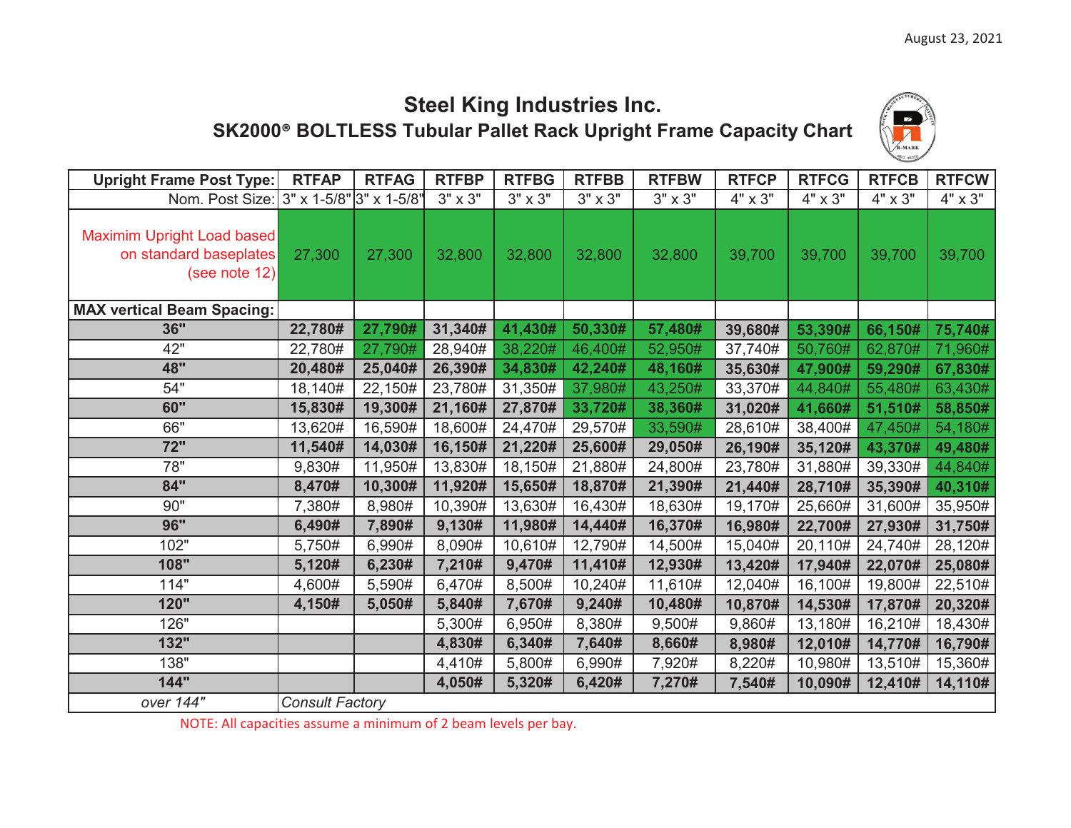August 23, 2021

# Steel King Industries Inc.

## SK2000® BOLTLESS Tubular Pallet Rack Upright Frame Capacity Chart

| Upright Frame Post Type: | RTFAP | RTFAG | RTFBP | RTFBG | RTFBB | RTFBW | RTFCP | RTFCG | RTFCB | RTFCW |
|---|---|---|---|---|---|---|---|---|---|---|
| Nom. Post Size: | 3" x 1-5/8" | 3" x 1-5/8" | 3" x 3" | 3" x 3" | 3" x 3" | 3" x 3" | 4" x 3" | 4" x 3" | 4" x 3" | 4" x 3" |
| Maximim Upright Load based on standard baseplates (see note 12) | 27,300 | 27,300 | 32,800 | 32,800 | 32,800 | 32,800 | 39,700 | 39,700 | 39,700 | 39,700 |
| **MAX vertical Beam Spacing:** | | | | | | | | | | |
| **36"** | **22,780#** | **27,790#** | **31,340#** | **41,430#** | **50,330#** | **57,480#** | **39,680#** | **53,390#** | **66,150#** | **75,740#** |
| 42" | 22,780# | 27,790# | 28,940# | 38,220# | 46,400# | 52,950# | 37,740# | 50,760# | 62,870# | 71,960# |
| **48"** | **20,480#** | **25,040#** | **26,390#** | **34,830#** | **42,240#** | **48,160#** | **35,630#** | **47,900#** | **59,290#** | **67,830#** |
| 54" | 18,140# | 22,150# | 23,780# | 31,350# | 37,980# | 43,250# | 33,370# | 44,840# | 55,480# | 63,430# |
| **60"** | **15,830#** | **19,300#** | **21,160#** | **27,870#** | **33,720#** | **38,360#** | **31,020#** | **41,660#** | **51,510#** | **58,850#** |
| 66" | 13,620# | 16,590# | 18,600# | 24,470# | 29,570# | 33,590# | 28,610# | 38,400# | 47,450# | 54,180# |
| **72"** | **11,540#** | **14,030#** | **16,150#** | **21,220#** | **25,600#** | **29,050#** | **26,190#** | **35,120#** | **43,370#** | **49,480#** |
| 78" | 9,830# | 11,950# | 13,830# | 18,150# | 21,880# | 24,800# | 23,780# | 31,880# | 39,330# | 44,840# |
| **84"** | **8,470#** | **10,300#** | **11,920#** | **15,650#** | **18,870#** | **21,390#** | **21,440#** | **28,710#** | **35,390#** | **40,310#** |
| 90" | 7,380# | 8,980# | 10,390# | 13,630# | 16,430# | 18,630# | 19,170# | 25,660# | 31,600# | 35,950# |
| **96"** | **6,490#** | **7,890#** | **9,130#** | **11,980#** | **14,440#** | **16,370#** | **16,980#** | **22,700#** | **27,930#** | **31,750#** |
| 102" | 5,750# | 6,990# | 8,090# | 10,610# | 12,790# | 14,500# | 15,040# | 20,110# | 24,740# | 28,120# |
| **108"** | **5,120#** | **6,230#** | **7,210#** | **9,470#** | **11,410#** | **12,930#** | **13,420#** | **17,940#** | **22,070#** | **25,080#** |
| 114" | 4,600# | 5,590# | 6,470# | 8,500# | 10,240# | 11,610# | 12,040# | 16,100# | 19,800# | 22,510# |
| **120"** | **4,150#** | **5,050#** | **5,840#** | **7,670#** | **9,240#** | **10,480#** | **10,870#** | **14,530#** | **17,870#** | **20,320#** |
| 126" | | | 5,300# | 6,950# | 8,380# | 9,500# | 9,860# | 13,180# | 16,210# | 18,430# |
| **132"** | | | **4,830#** | **6,340#** | **7,640#** | **8,660#** | **8,980#** | **12,010#** | **14,770#** | **16,790#** |
| 138" | | | 4,410# | 5,800# | 6,990# | 7,920# | 8,220# | 10,980# | 13,510# | 15,360# |
| **144"** | | | **4,050#** | **5,320#** | **6,420#** | **7,270#** | **7,540#** | **10,090#** | **12,410#** | **14,110#** |
| *over 144"* | *Consult Factory* | | | | | | | | | |

NOTE: All capacities assume a minimum of 2 beam levels per bay.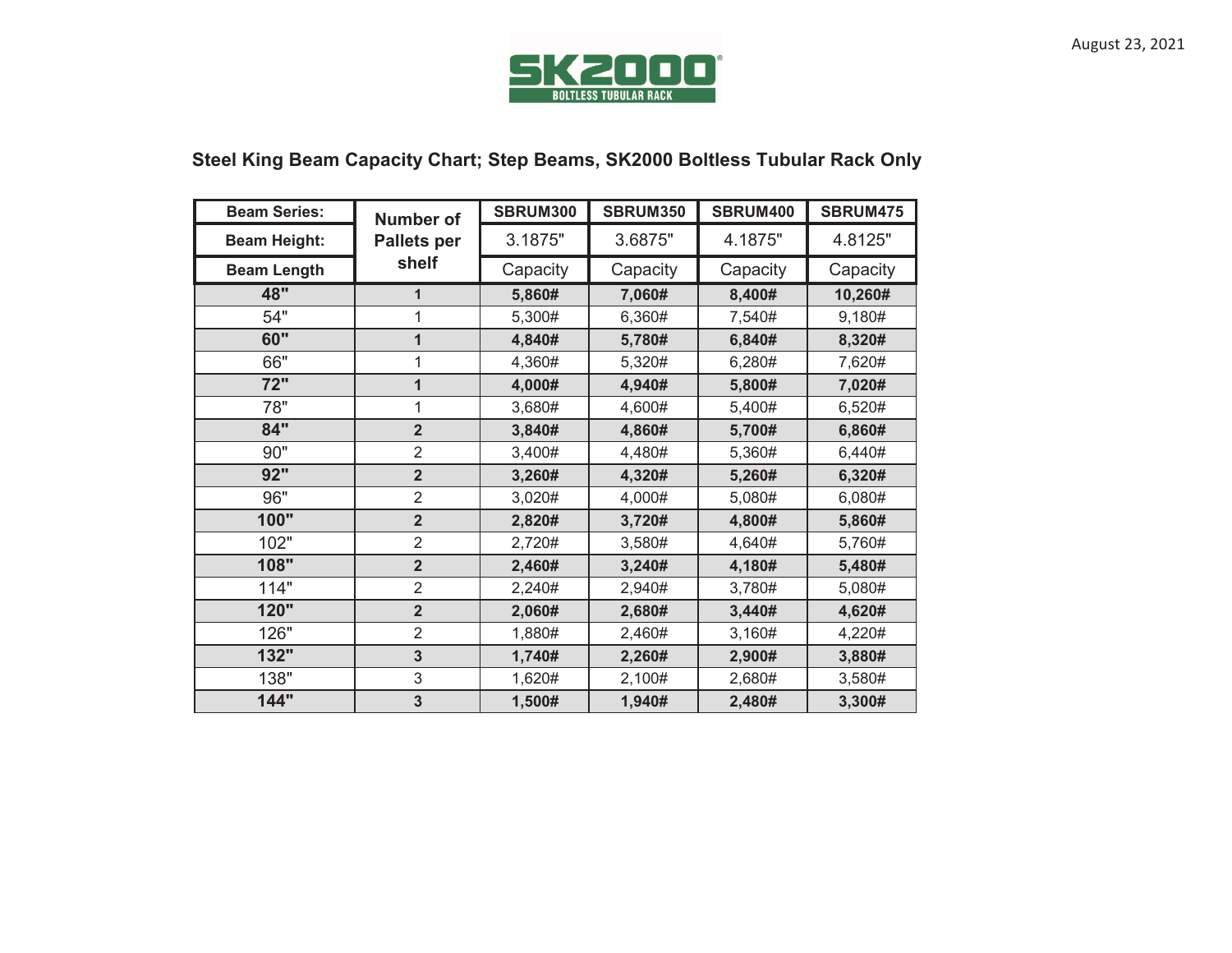SK2000

BOLTLESS TUBULAR RACK

August 23, 2021

## Steel King Beam Capacity Chart; Step Beams, SK2000 Boltless Tubular Rack Only

| Beam Series: | Number of Pallets per shelf | SBRUM300 | SBRUM350 | SBRUM400 | SBRUM475 |
|---|---|---|---|---|---|
| Beam Height: | | 3.1875" | 3.6875" | 4.1875" | 4.8125" |
| Beam Length | | Capacity | Capacity | Capacity | Capacity |
| **48"** | **1** | **5,860#** | **7,060#** | **8,400#** | **10,260#** |
| 54" | 1 | 5,300# | 6,360# | 7,540# | 9,180# |
| **60"** | **1** | **4,840#** | **5,780#** | **6,840#** | **8,320#** |
| 66" | 1 | 4,360# | 5,320# | 6,280# | 7,620# |
| **72"** | **1** | **4,000#** | **4,940#** | **5,800#** | **7,020#** |
| 78" | 1 | 3,680# | 4,600# | 5,400# | 6,520# |
| **84"** | **2** | **3,840#** | **4,860#** | **5,700#** | **6,860#** |
| 90" | 2 | 3,400# | 4,480# | 5,360# | 6,440# |
| **92"** | **2** | **3,260#** | **4,320#** | **5,260#** | **6,320#** |
| 96" | 2 | 3,020# | 4,000# | 5,080# | 6,080# |
| **100"** | **2** | **2,820#** | **3,720#** | **4,800#** | **5,860#** |
| 102" | 2 | 2,720# | 3,580# | 4,640# | 5,760# |
| **108"** | **2** | **2,460#** | **3,240#** | **4,180#** | **5,480#** |
| 114" | 2 | 2,240# | 2,940# | 3,780# | 5,080# |
| **120"** | **2** | **2,060#** | **2,680#** | **3,440#** | **4,620#** |
| 126" | 2 | 1,880# | 2,460# | 3,160# | 4,220# |
| **132"** | **3** | **1,740#** | **2,260#** | **2,900#** | **3,880#** |
| 138" | 3 | 1,620# | 2,100# | 2,680# | 3,580# |
| **144"** | **3** | **1,500#** | **1,940#** | **2,480#** | **3,300#** |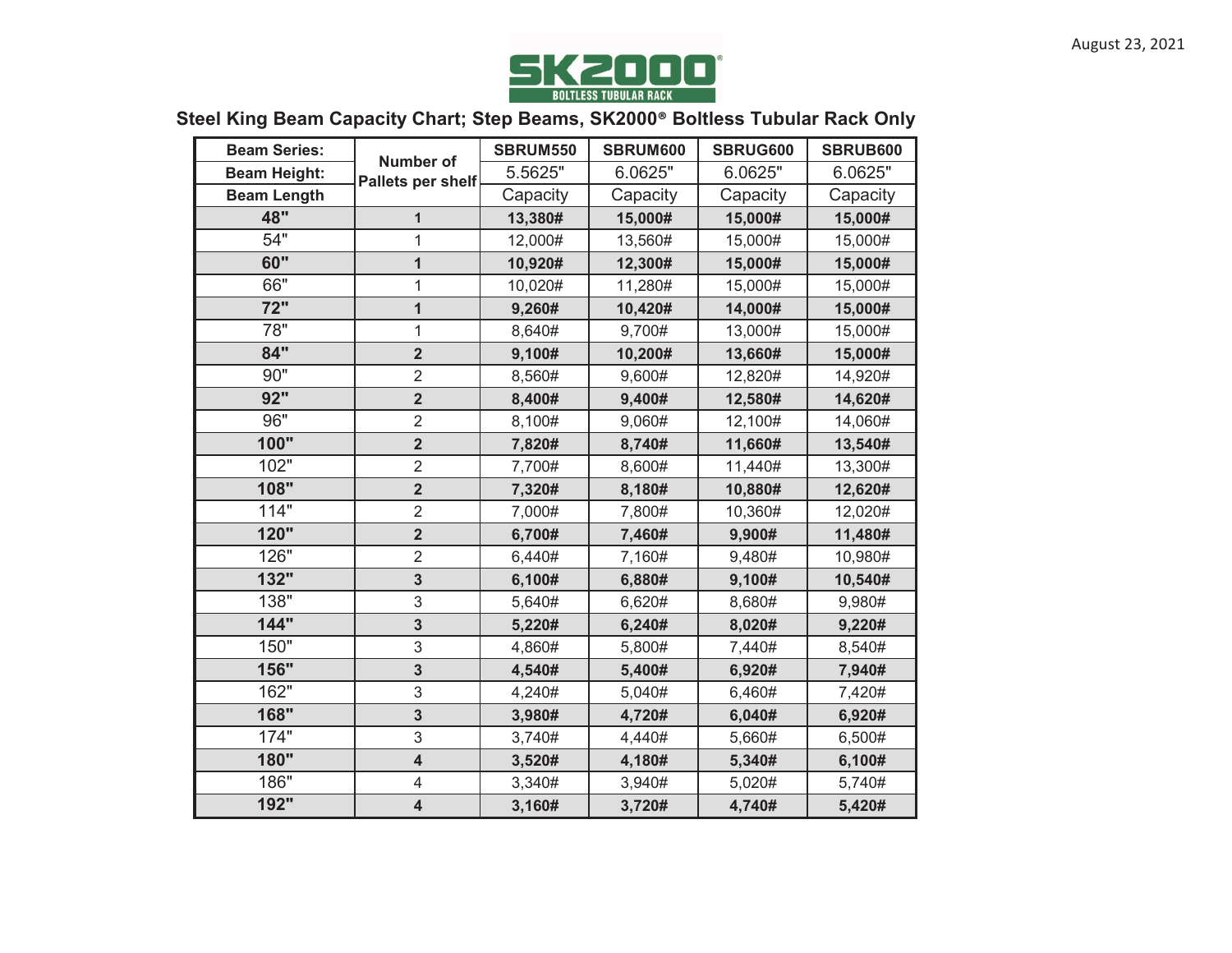August 23, 2021

SK2000®
BOLTLESS TUBULAR RACK

## Steel King Beam Capacity Chart; Step Beams, SK2000® Boltless Tubular Rack Only

| Beam Series: | Number of Pallets per shelf | SBRUM550 | SBRUM600 | SBRUG600 | SBRUB600 |
|---|---|---|---|---|---|
| Beam Height: | | 5.5625" | 6.0625" | 6.0625" | 6.0625" |
| Beam Length | | Capacity | Capacity | Capacity | Capacity |
| **48"** | **1** | **13,380#** | **15,000#** | **15,000#** | **15,000#** |
| 54" | 1 | 12,000# | 13,560# | 15,000# | 15,000# |
| **60"** | **1** | **10,920#** | **12,300#** | **15,000#** | **15,000#** |
| 66" | 1 | 10,020# | 11,280# | 15,000# | 15,000# |
| **72"** | **1** | **9,260#** | **10,420#** | **14,000#** | **15,000#** |
| 78" | 1 | 8,640# | 9,700# | 13,000# | 15,000# |
| **84"** | **2** | **9,100#** | **10,200#** | **13,660#** | **15,000#** |
| 90" | 2 | 8,560# | 9,600# | 12,820# | 14,920# |
| **92"** | **2** | **8,400#** | **9,400#** | **12,580#** | **14,620#** |
| 96" | 2 | 8,100# | 9,060# | 12,100# | 14,060# |
| **100"** | **2** | **7,820#** | **8,740#** | **11,660#** | **13,540#** |
| 102" | 2 | 7,700# | 8,600# | 11,440# | 13,300# |
| **108"** | **2** | **7,320#** | **8,180#** | **10,880#** | **12,620#** |
| 114" | 2 | 7,000# | 7,800# | 10,360# | 12,020# |
| **120"** | **2** | **6,700#** | **7,460#** | **9,900#** | **11,480#** |
| 126" | 2 | 6,440# | 7,160# | 9,480# | 10,980# |
| **132"** | **3** | **6,100#** | **6,880#** | **9,100#** | **10,540#** |
| 138" | 3 | 5,640# | 6,620# | 8,680# | 9,980# |
| **144"** | **3** | **5,220#** | **6,240#** | **8,020#** | **9,220#** |
| 150" | 3 | 4,860# | 5,800# | 7,440# | 8,540# |
| **156"** | **3** | **4,540#** | **5,400#** | **6,920#** | **7,940#** |
| 162" | 3 | 4,240# | 5,040# | 6,460# | 7,420# |
| **168"** | **3** | **3,980#** | **4,720#** | **6,040#** | **6,920#** |
| 174" | 3 | 3,740# | 4,440# | 5,660# | 6,500# |
| **180"** | **4** | **3,520#** | **4,180#** | **5,340#** | **6,100#** |
| 186" | 4 | 3,340# | 3,940# | 5,020# | 5,740# |
| **192"** | **4** | **3,160#** | **3,720#** | **4,740#** | **5,420#** |